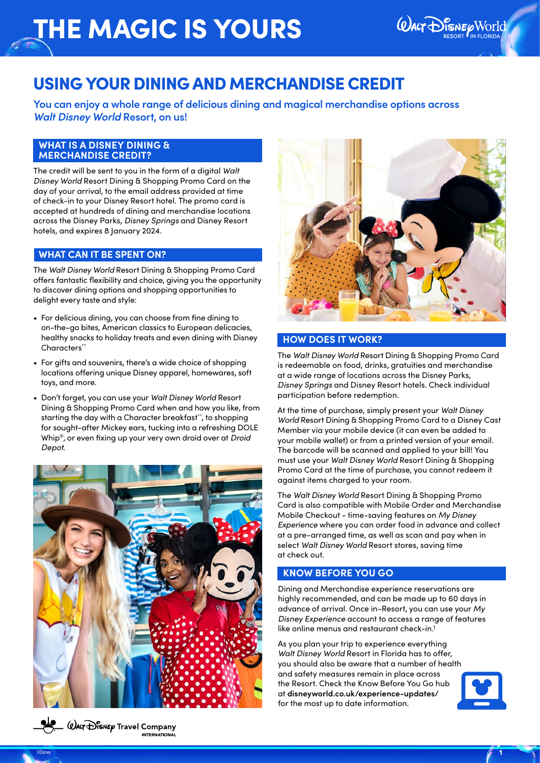# THE MAGIC IS YOURS

## USING YOUR DINING AND MERCHANDISE CREDIT

**You can enjoy a whole range of delicious dining and magical merchandise options across *Walt Disney World* Resort, on us!**

### WHAT IS A DISNEY DINING & MERCHANDISE CREDIT?

The credit will be sent to you in the form of a digital *Walt Disney World* Resort Dining & Shopping Promo Card on the day of your arrival, to the email address provided at time of check-in to your Disney Resort hotel. The promo card is accepted at hundreds of dining and merchandise locations across the Disney Parks, *Disney Springs* and Disney Resort hotels, and expires 8 January 2024.

### WHAT CAN IT BE SPENT ON?

The *Walt Disney World* Resort Dining & Shopping Promo Card offers fantastic flexibility and choice, giving you the opportunity to discover dining options and shopping opportunities to delight every taste and style:

- For delicious dining, you can choose from fine dining to on-the-go bites, American classics to European delicacies, healthy snacks to holiday treats and even dining with Disney Characters**
- For gifts and souvenirs, there's a wide choice of shopping locations offering unique Disney apparel, homewares, soft toys, and more.
- Don't forget, you can use your *Walt Disney World* Resort Dining & Shopping Promo Card when and how you like, from starting the day with a Character breakfast**, to shopping for sought-after Mickey ears, tucking into a refreshing DOLE Whip®, or even fixing up your very own droid over at *Droid Depot*.

### HOW DOES IT WORK?

The *Walt Disney World* Resort Dining & Shopping Promo Card is redeemable on food, drinks, gratuities and merchandise at a wide range of locations across the Disney Parks, *Disney Springs* and Disney Resort hotels. Check individual participation before redemption.

At the time of purchase, simply present your *Walt Disney World* Resort Dining & Shopping Promo Card to a Disney Cast Member via your mobile device (it can even be added to your mobile wallet) or from a printed version of your email. The barcode will be scanned and applied to your bill! You must use your *Walt Disney World* Resort Dining & Shopping Promo Card at the time of purchase, you cannot redeem it against items charged to your room.

The *Walt Disney World* Resort Dining & Shopping Promo Card is also compatible with Mobile Order and Merchandise Mobile Checkout - time-saving features on *My Disney Experience* where you can order food in advance and collect at a pre-arranged time, as well as scan and pay when in select *Walt Disney World* Resort stores, saving time at check out.

### KNOW BEFORE YOU GO

Dining and Merchandise experience reservations are highly recommended, and can be made up to 60 days in advance of arrival. Once in-Resort, you can use your *My Disney Experience* account to access a range of features like online menus and restaurant check-in.†

As you plan your trip to experience everything *Walt Disney World* Resort in Florida has to offer, you should also be aware that a number of health and safety measures remain in place across the Resort. Check the Know Before You Go hub at **disneyworld.co.uk/experience-updates/** for the most up to date information.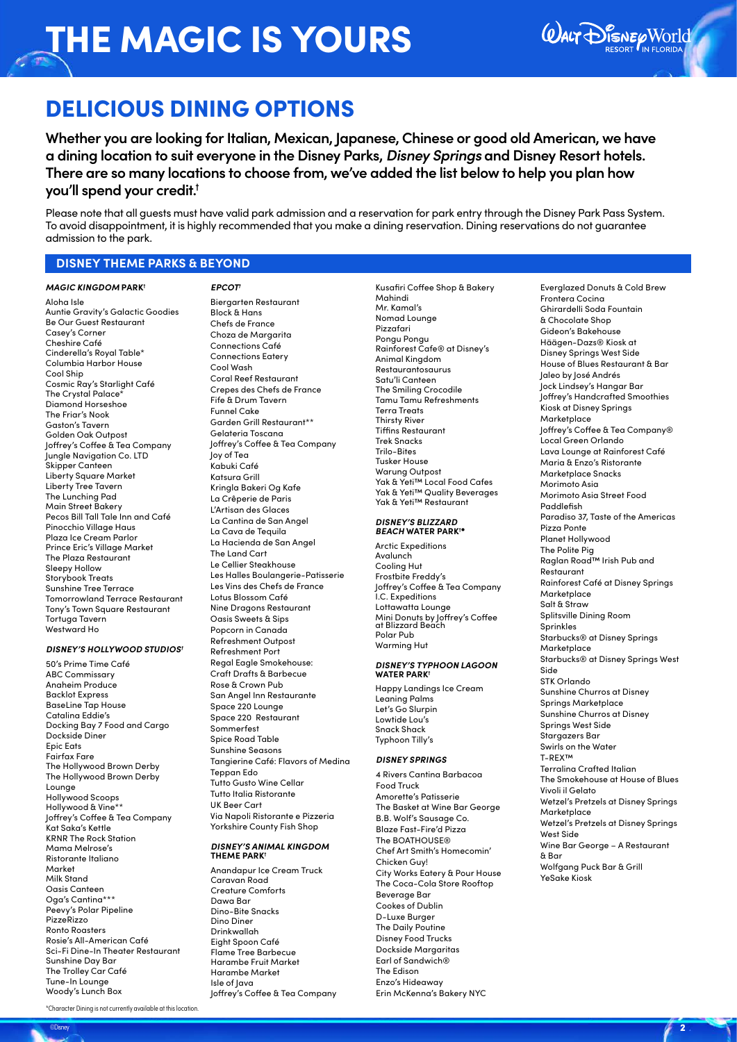# THE MAGIC IS YOURS

## DELICIOUS DINING OPTIONS

**Whether you are looking for Italian, Mexican, Japanese, Chinese or good old American, we have a dining location to suit everyone in the Disney Parks, *Disney Springs* and Disney Resort hotels. There are so many locations to choose from, we've added the list below to help you plan how you'll spend your credit.†**

Please note that all guests must have valid park admission and a reservation for park entry through the Disney Park Pass System. To avoid disappointment, it is highly recommended that you make a dining reservation. Dining reservations do not guarantee admission to the park.

### DISNEY THEME PARKS & BEYOND

#### *MAGIC KINGDOM* PARK†

Aloha Isle
Auntie Gravity's Galactic Goodies
Be Our Guest Restaurant
Casey's Corner
Cheshire Café
Cinderella's Royal Table*
Columbia Harbor House
Cool Ship
Cosmic Ray's Starlight Café
The Crystal Palace*
Diamond Horseshoe
The Friar's Nook
Gaston's Tavern
Golden Oak Outpost
Joffrey's Coffee & Tea Company
Jungle Navigation Co. LTD
Skipper Canteen
Liberty Square Market
Liberty Tree Tavern
The Lunching Pad
Main Street Bakery
Pecos Bill Tall Tale Inn and Café
Pinocchio Village Haus
Plaza Ice Cream Parlor
Prince Eric's Village Market
The Plaza Restaurant
Sleepy Hollow
Storybook Treats
Sunshine Tree Terrace
Tomorrowland Terrace Restaurant
Tony's Town Square Restaurant
Tortuga Tavern
Westward Ho

#### *DISNEY'S HOLLYWOOD STUDIOS*†

50's Prime Time Café
ABC Commissary
Anaheim Produce
Backlot Express
BaseLine Tap House
Catalina Eddie's
Docking Bay 7 Food and Cargo
Dockside Diner
Epic Eats
Fairfax Fare
The Hollywood Brown Derby
The Hollywood Brown Derby Lounge
Hollywood Scoops
Hollywood & Vine**
Joffrey's Coffee & Tea Company
Kat Saka's Kettle
KRNR The Rock Station
Mama Melrose's
Ristorante Italiano
Market
Milk Stand
Oasis Canteen
Oga's Cantina***
Peevy's Polar Pipeline
PizzeRizzo
Ronto Roasters
Rosie's All-American Café
Sci-Fi Dine-In Theater Restaurant
Sunshine Day Bar
The Trolley Car Café
Tune-In Lounge
Woody's Lunch Box

#### *EPCOT*†

Biergarten Restaurant
Block & Hans
Chefs de France
Choza de Margarita
Connections Café
Connections Eatery
Cool Wash
Coral Reef Restaurant
Crepes des Chefs de France
Fife & Drum Tavern
Funnel Cake
Garden Grill Restaurant**
Gelateria Toscana
Joffrey's Coffee & Tea Company
Joy of Tea
Kabuki Café
Katsura Grill
Kringla Bakeri Og Kafe
La Crêperie de Paris
L'Artisan des Glaces
La Cantina de San Angel
La Cava de Tequila
La Hacienda de San Angel
The Land Cart
Le Cellier Steakhouse
Les Halles Boulangerie-Patisserie
Les Vins des Chefs de France
Lotus Blossom Café
Nine Dragons Restaurant
Oasis Sweets & Sips
Popcorn in Canada
Refreshment Outpost
Refreshment Port
Regal Eagle Smokehouse: Craft Drafts & Barbecue
Rose & Crown Pub
San Angel Inn Restaurante
Space 220 Lounge
Space 220 Restaurant
Sommerfest
Spice Road Table
Sunshine Seasons
Tangierine Café: Flavors of Medina
Teppan Edo
Tutto Gusto Wine Cellar
Tutto Italia Ristorante
UK Beer Cart
Via Napoli Ristorante e Pizzeria
Yorkshire County Fish Shop

#### *DISNEY'S ANIMAL KINGDOM* THEME PARK†

Anandapur Ice Cream Truck
Caravan Road
Creature Comforts
Dawa Bar
Dino-Bite Snacks
Dino Diner
Drinkwallah
Eight Spoon Café
Flame Tree Barbecue
Harambe Fruit Market
Harambe Market
Isle of Java
Joffrey's Coffee & Tea Company
Kusafiri Coffee Shop & Bakery
Mahindi
Mr. Kamal's
Nomad Lounge
Pizzafari
Pongu Pongu
Rainforest Cafe® at Disney's Animal Kingdom
Restaurantosaurus
Satu'li Canteen
The Smiling Crocodile
Tamu Tamu Refreshments
Terra Treats
Thirsty River
Tiffins Restaurant
Trek Snacks
Trilo-Bites
Tusker House
Warung Outpost
Yak & Yeti™ Local Food Cafes
Yak & Yeti™ Quality Beverages
Yak & Yeti™ Restaurant

#### *DISNEY'S BLIZZARD BEACH* WATER PARK†•

Arctic Expeditions
Avalunch
Cooling Hut
Frostbite Freddy's
Joffrey's Coffee & Tea Company
I.C. Expeditions
Lottawatta Lounge
Mini Donuts by Joffrey's Coffee at Blizzard Beach
Polar Pub
Warming Hut

#### *DISNEY'S TYPHOON LAGOON* WATER PARK†

Happy Landings Ice Cream
Leaning Palms
Let's Go Slurpin
Lowtide Lou's
Snack Shack
Typhoon Tilly's

#### *DISNEY SPRINGS*

4 Rivers Cantina Barbacoa Food Truck
Amorette's Patisserie
The Basket at Wine Bar George
B.B. Wolf's Sausage Co.
Blaze Fast-Fire'd Pizza
The BOATHOUSE®
Chef Art Smith's Homecomin' Chicken Guy!
City Works Eatery & Pour House
The Coca-Cola Store Rooftop Beverage Bar
Cookes of Dublin
D-Luxe Burger
The Daily Poutine
Disney Food Trucks
Dockside Margaritas
Earl of Sandwich®
The Edison
Enzo's Hideaway
Erin McKenna's Bakery NYC
Everglazed Donuts & Cold Brew
Frontera Cocina
Ghirardelli Soda Fountain & Chocolate Shop
Gideon's Bakehouse
Häägen-Dazs® Kiosk at Disney Springs West Side
House of Blues Restaurant & Bar
Jaleo by José Andrés
Jock Lindsey's Hangar Bar
Joffrey's Handcrafted Smoothies Kiosk at Disney Springs Marketplace
Joffrey's Coffee & Tea Company®
Local Green Orlando
Lava Lounge at Rainforest Café
Maria & Enzo's Ristorante
Marketplace Snacks
Morimoto Asia
Morimoto Asia Street Food
Paddlefish
Paradiso 37, Taste of the Americas
Pizza Ponte
Planet Hollywood
The Polite Pig
Raglan Road™ Irish Pub and Restaurant
Rainforest Café at Disney Springs Marketplace
Salt & Straw
Splitsville Dining Room
Sprinkles
Starbucks® at Disney Springs Marketplace
Starbucks® at Disney Springs West Side
STK Orlando
Sunshine Churros at Disney Springs Marketplace
Sunshine Churros at Disney Springs West Side
Stargazers Bar
Swirls on the Water
T-REX™
Terralina Crafted Italian
The Smokehouse at House of Blues
Vivoli il Gelato
Wetzel's Pretzels at Disney Springs Marketplace
Wetzel's Pretzels at Disney Springs West Side
Wine Bar George – A Restaurant & Bar
Wolfgang Puck Bar & Grill
YeSake Kiosk

*Character Dining is not currently available at this location.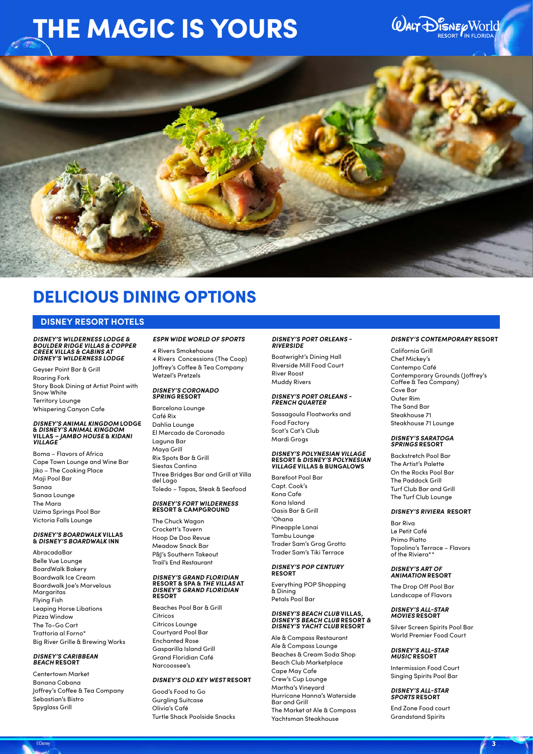# THE MAGIC IS YOURS

# DELICIOUS DINING OPTIONS

## DISNEY RESORT HOTELS

### *DISNEY'S WILDERNESS LODGE* & *BOULDER RIDGE VILLAS & COPPER CREEK VILLAS & CABINS AT DISNEY'S WILDERNESS LODGE*

Geyser Point Bar & Grill
Roaring Fork
Story Book Dining at Artist Point with Snow White
Territory Lounge
Whispering Canyon Cafe

### *DISNEY'S ANIMAL KINGDOM* LODGE & *DISNEY'S ANIMAL KINGDOM* VILLAS – *JAMBO HOUSE* & *KIDANI VILLAGE*

Boma – Flavors of Africa
Cape Town Lounge and Wine Bar
Jiko – The Cooking Place
Maji Pool Bar
Sanaa
Sanaa Lounge
The Mara
Uzima Springs Pool Bar
Victoria Falls Lounge

### *DISNEY'S BOARDWALK* VILLAS & *DISNEY'S BOARDWALK* INN

AbracadaBar
Belle Vue Lounge
BoardWalk Bakery
Boardwalk Ice Cream
Boardwalk Joe's Marvelous Margaritas
Flying Fish
Leaping Horse Libations
Pizza Window
The To-Go Cart
Trattoria al Forno*
Big River Grille & Brewing Works

### *DISNEY'S CARIBBEAN BEACH* RESORT

Centertown Market
Banana Cabana
Joffrey's Coffee & Tea Company
Sebastian's Bistro
Spyglass Grill

### *ESPN WIDE WORLD OF SPORTS*

4 Rivers Smokehouse
4 Rivers Concessions (The Coop)
Joffrey's Coffee & Tea Company
Wetzel's Pretzels

### *DISNEY'S CORONADO SPRING* RESORT

Barcelona Lounge
Café Rix
Dahlia Lounge
El Mercado de Coronado
Laguna Bar
Maya Grill
Rix Spots Bar & Grill
Siestas Cantina
Three Bridges Bar and Grill at Villa del Lago
Toledo – Tapas, Steak & Seafood

### *DISNEY'S FORT WILDERNESS* RESORT & CAMPGROUND

The Chuck Wagon
Crockett's Tavern
Hoop De Doo Revue
Meadow Snack Bar
P&J's Southern Takeout
Trail's End Restaurant

### *DISNEY'S GRAND FLORIDIAN* RESORT & SPA & *THE VILLAS* AT *DISNEY'S GRAND FLORIDIAN* RESORT

Beaches Pool Bar & Grill
Citricos
Citricos Lounge
Courtyard Pool Bar
Enchanted Rose
Gasparilla Island Grill
Grand Floridian Café
Narcoossee's

### *DISNEY'S OLD KEY WEST* RESORT

Good's Food to Go
Gurgling Suitcase
Olivia's Café
Turtle Shack Poolside Snacks

### *DISNEY'S PORT ORLEANS - RIVERSIDE*

Boatwright's Dining Hall
Riverside Mill Food Court
River Roost
Muddy Rivers

### *DISNEY'S PORT ORLEANS - FRENCH QUARTER*

Sassagoula Floatworks and Food Factory
Scat's Cat's Club
Mardi Grogs

### *DISNEY'S POLYNESIAN VILLAGE* RESORT & *DISNEY'S POLYNESIAN VILLAGE* VILLAS & BUNGALOWS

Barefoot Pool Bar
Capt. Cook's
Kona Cafe
Kona Island
Oasis Bar & Grill
'Ohana
Pineapple Lanai
Tambu Lounge
Trader Sam's Grog Grotto
Trader Sam's Tiki Terrace

### *DISNEY'S POP CENTURY* RESORT

Everything POP Shopping & Dining
Petals Pool Bar

### *DISNEY'S BEACH CLUB* VILLAS, *DISNEY'S BEACH CLUB* RESORT & *DISNEY'S YACHT CLUB* RESORT

Ale & Compass Restaurant
Ale & Compass Lounge
Beaches & Cream Soda Shop
Beach Club Marketplace
Cape May Cafe
Crew's Cup Lounge
Martha's Vineyard
Hurricane Hanna's Waterside Bar and Grill
The Market at Ale & Compass
Yachtsman Steakhouse

### *DISNEY'S CONTEMPORARY* RESORT

California Grill
Chef Mickey's
Contempo Café
Contemporary Grounds (Joffrey's Coffee & Tea Company)
Cove Bar
Outer Rim
The Sand Bar
Steakhouse 71
Steakhouse 71 Lounge

### *DISNEY'S SARATOGA SPRINGS* RESORT

Backstretch Pool Bar
The Artist's Palette
On the Rocks Pool Bar
The Paddock Grill
Turf Club Bar and Grill
The Turf Club Lounge

### *DISNEY'S RIVIERA* RESORT

Bar Riva
Le Petit Café
Primo Piatto
Topolino's Terrace – Flavors of the Riviera**

### *DISNEY'S ART OF ANIMATION* RESORT

The Drop Off Pool Bar
Landscape of Flavors

### *DISNEY'S ALL-STAR MOVIES* RESORT

Silver Screen Spirits Pool Bar
World Premier Food Court

### *DISNEY'S ALL-STAR MUSIC* RESORT

Intermission Food Court
Singing Spirits Pool Bar

### *DISNEY'S ALL-STAR SPORTS* RESORT

End Zone Food court
Grandstand Spirits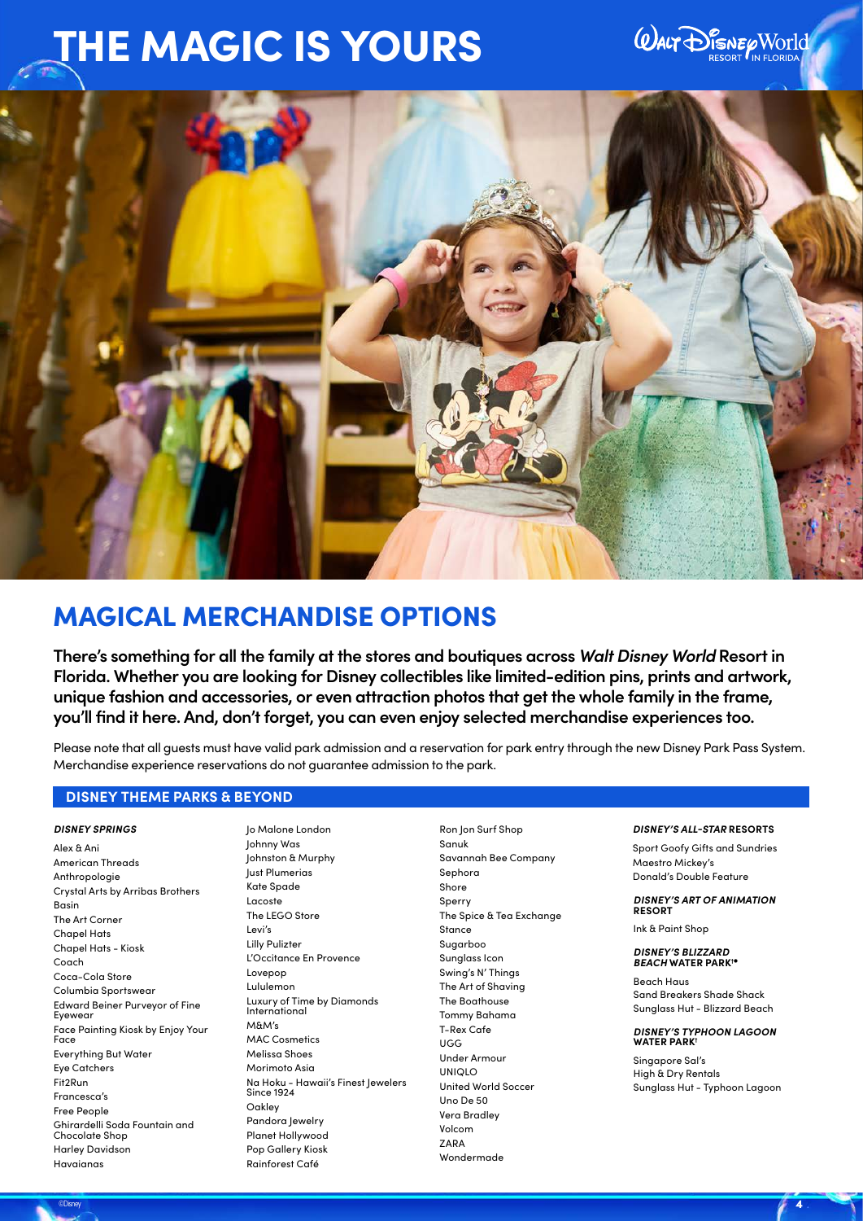# THE MAGIC IS YOURS

## MAGICAL MERCHANDISE OPTIONS

**There's something for all the family at the stores and boutiques across *Walt Disney World* Resort in Florida. Whether you are looking for Disney collectibles like limited-edition pins, prints and artwork, unique fashion and accessories, or even attraction photos that get the whole family in the frame, you'll find it here. And, don't forget, you can even enjoy selected merchandise experiences too.**

Please note that all guests must have valid park admission and a reservation for park entry through the new Disney Park Pass System. Merchandise experience reservations do not guarantee admission to the park.

### DISNEY THEME PARKS & BEYOND

#### *DISNEY SPRINGS*

Alex & Ani
American Threads
Anthropologie
Crystal Arts by Arribas Brothers
Basin
The Art Corner
Chapel Hats
Chapel Hats - Kiosk
Coach
Coca-Cola Store
Columbia Sportswear
Edward Beiner Purveyor of Fine Eyewear
Face Painting Kiosk by Enjoy Your Face
Everything But Water
Eye Catchers
Fit2Run
Francesca's
Free People
Ghirardelli Soda Fountain and Chocolate Shop
Harley Davidson
Havaianas
Jo Malone London
Johnny Was
Johnston & Murphy
Just Plumerias
Kate Spade
Lacoste
The LEGO Store
Levi's
Lilly Pulizter
L'Occitance En Provence
Lovepop
Lululemon
Luxury of Time by Diamonds International
M&M's
MAC Cosmetics
Melissa Shoes
Morimoto Asia
Na Hoku - Hawaii's Finest Jewelers Since 1924
Oakley
Pandora Jewelry
Planet Hollywood
Pop Gallery Kiosk
Rainforest Café
Ron Jon Surf Shop
Sanuk
Savannah Bee Company
Sephora
Shore
Sperry
The Spice & Tea Exchange
Stance
Sugarboo
Sunglass Icon
Swing's N' Things
The Art of Shaving
The Boathouse
Tommy Bahama
T-Rex Cafe
UGG
Under Armour
UNIQLO
United World Soccer
Uno De 50
Vera Bradley
Volcom
ZARA
Wondermade

#### *DISNEY'S ALL-STAR* RESORTS

Sport Goofy Gifts and Sundries
Maestro Mickey's
Donald's Double Feature

#### *DISNEY'S ART OF ANIMATION* RESORT

Ink & Paint Shop

#### *DISNEY'S BLIZZARD BEACH* WATER PARK†●

Beach Haus
Sand Breakers Shade Shack
Sunglass Hut - Blizzard Beach

#### *DISNEY'S TYPHOON LAGOON* WATER PARK†

Singapore Sal's
High & Dry Rentals
Sunglass Hut - Typhoon Lagoon

©Disney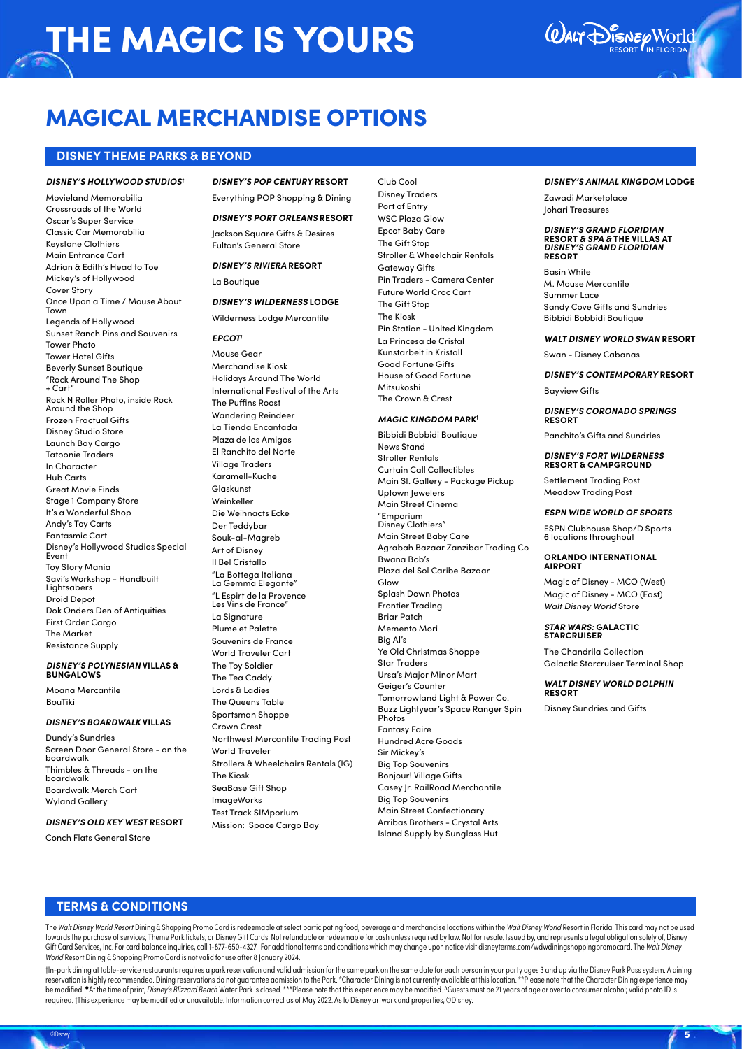# THE MAGIC IS YOURS

## MAGICAL MERCHANDISE OPTIONS

### DISNEY THEME PARKS & BEYOND

#### *DISNEY'S HOLLYWOOD STUDIOS*†

Movieland Memorabilia
Crossroads of the World
Oscar's Super Service
Classic Car Memorabilia
Keystone Clothiers
Main Entrance Cart
Adrian & Edith's Head to Toe
Mickey's of Hollywood
Cover Story
Once Upon a Time / Mouse About Town
Legends of Hollywood
Sunset Ranch Pins and Souvenirs
Tower Photo
Tower Hotel Gifts
Beverly Sunset Boutique
"Rock Around The Shop + Cart"
Rock N Roller Photo, inside Rock Around the Shop
Frozen Fractual Gifts
Disney Studio Store
Launch Bay Cargo
Tatoonie Traders
In Character
Hub Carts
Great Movie Finds
Stage 1 Company Store
It's a Wonderful Shop
Andy's Toy Carts
Fantasmic Cart
Disney's Hollywood Studios Special Event
Toy Story Mania
Savi's Workshop - Handbuilt Lightsabers
Droid Depot
Dok Onders Den of Antiquities
First Order Cargo
The Market
Resistance Supply

#### *DISNEY'S POLYNESIAN* VILLAS & BUNGALOWS

Moana Mercantile
BouTiki

#### *DISNEY'S BOARDWALK* VILLAS

Dundy's Sundries
Screen Door General Store - on the boardwalk
Thimbles & Threads - on the boardwalk
Boardwalk Merch Cart
Wyland Gallery

#### *DISNEY'S OLD KEY WEST* RESORT

Conch Flats General Store

#### *DISNEY'S POP CENTURY* RESORT

Everything POP Shopping & Dining

#### *DISNEY'S PORT ORLEANS* RESORT

Jackson Square Gifts & Desires
Fulton's General Store

#### *DISNEY'S RIVIERA* RESORT

La Boutique

#### *DISNEY'S WILDERNESS* LODGE

Wilderness Lodge Mercantile

#### *EPCOT*†

Mouse Gear
Merchandise Kiosk
Holidays Around The World
International Festival of the Arts
The Puffins Roost
Wandering Reindeer
La Tienda Encantada
Plaza de los Amigos
El Ranchito del Norte
Village Traders
Karamell-Kuche
Glaskunst
Weinkeller
Die Weihnacts Ecke
Der Teddybar
Souk-al-Magreb
Art of Disney
Il Bel Cristallo
"La Bottega Italiana La Gemma Elegante"
"L Espirt de la Provence Les Vins de France"
La Signature
Plume et Palette
Souvenirs de France
World Traveler Cart
The Toy Soldier
The Tea Caddy
Lords & Ladies
The Queens Table
Sportsman Shoppe
Crown Crest
Northwest Mercantile Trading Post
World Traveler
Strollers & Wheelchairs Rentals (IG)
The Kiosk
SeaBase Gift Shop
ImageWorks
Test Track SIMporium
Mission: Space Cargo Bay
Club Cool
Disney Traders
Port of Entry
WSC Plaza Glow
Epcot Baby Care
The Gift Stop
Stroller & Wheelchair Rentals
Gateway Gifts
Pin Traders - Camera Center
Future World Croc Cart
The Gift Stop
The Kiosk
Pin Station - United Kingdom
La Princesa de Cristal
Kunstarbeit in Kristall
Good Fortune Gifts
House of Good Fortune
Mitsukoshi
The Crown & Crest

#### *MAGIC KINGDOM* PARK†

Bibbidi Bobbidi Boutique
News Stand
Stroller Rentals
Curtain Call Collectibles
Main St. Gallery - Package Pickup
Uptown Jewelers
Main Street Cinema
"Emporium Disney Clothiers"
Main Street Baby Care
Agrabah Bazaar Zanzibar Trading Co
Bwana Bob's
Plaza del Sol Caribe Bazaar
Glow
Splash Down Photos
Frontier Trading
Briar Patch
Memento Mori
Big Al's
Ye Old Christmas Shoppe
Star Traders
Ursa's Major Minor Mart
Geiger's Counter
Tomorrowland Light & Power Co.
Buzz Lightyear's Space Ranger Spin Photos
Fantasy Faire
Hundred Acre Goods
Sir Mickey's
Big Top Souvenirs
Bonjour! Village Gifts
Casey Jr. RailRoad Merchantile
Big Top Souvenirs
Main Street Confectionary
Arribas Brothers - Crystal Arts
Island Supply by Sunglass Hut

#### *DISNEY'S ANIMAL KINGDOM* LODGE

Zawadi Marketplace
Johari Treasures

#### *DISNEY'S GRAND FLORIDIAN* RESORT & *SPA* & THE VILLAS AT *DISNEY'S GRAND FLORIDIAN* RESORT

Basin White
M. Mouse Mercantile
Summer Lace
Sandy Cove Gifts and Sundries
Bibbidi Bobbidi Boutique

#### *WALT DISNEY WORLD SWAN* RESORT

Swan - Disney Cabanas

#### *DISNEY'S CONTEMPORARY* RESORT

Bayview Gifts

#### *DISNEY'S CORONADO SPRINGS* RESORT

Panchito's Gifts and Sundries

#### *DISNEY'S FORT WILDERNESS* RESORT & CAMPGROUND

Settlement Trading Post
Meadow Trading Post

#### *ESPN WIDE WORLD OF SPORTS*

ESPN Clubhouse Shop/D Sports 6 locations throughout

#### ORLANDO INTERNATIONAL AIRPORT

Magic of Disney - MCO (West)
Magic of Disney - MCO (East)
*Walt Disney World* Store

#### *STAR WARS:* GALACTIC STARCRUISER

The Chandrila Collection
Galactic Starcruiser Terminal Shop

#### *WALT DISNEY WORLD DOLPHIN* RESORT

Disney Sundries and Gifts

### TERMS & CONDITIONS

The *Walt Disney World Resort* Dining & Shopping Promo Card is redeemable at select participating food, beverage and merchandise locations within the *Walt Disney World* Resort in Florida. This card may not be used towards the purchase of services, Theme Park tickets, or Disney Gift Cards. Not refundable or redeemable for cash unless required by law. Not for resale. Issued by, and represents a legal obligation solely of, Disney Gift Card Services, Inc. For card balance inquiries, call 1-877-650-4327. For additional terms and conditions which may change upon notice visit disneyterms.com/wdwdiningshoppingpromocard. The *Walt Disney World* Resort Dining & Shopping Promo Card is not valid for use after 8 January 2024.

†In-park dining at table-service restaurants requires a park reservation and valid admission for the same park on the same date for each person in your party ages 3 and up via the Disney Park Pass system. A dining reservation is highly recommended. Dining reservations do not guarantee admission to the Park. *Character Dining is not currently available at this location. **Please note that the Character Dining experience may be modified. •At the time of print, *Disney's Blizzard Beach* Water Park is closed. ***Please note that this experience may be modified. ^Guests must be 21 years of age or over to consume alcohol; valid photo ID is required. ‡This experience may be modified or unavailable. Information correct as of May 2022. As to Disney artwork and properties, ©Disney.